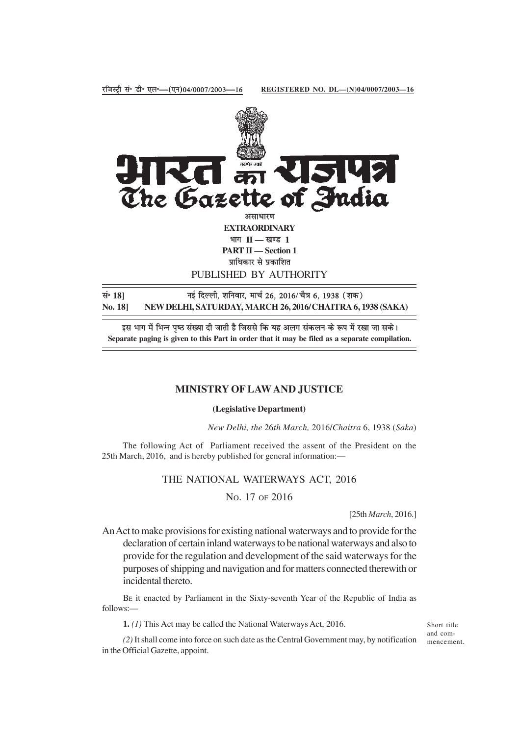रजिस्ट्री सं० डी० एल०—(एन)04/0007/2003—16 REGISTERED NO. DL—(N)04/0007/2003—16

# भारत का राजपत्र
# The Gazette of India

असाधारण

**EXTRAORDINARY**

भाग II — खण्ड 1

**PART II — Section 1**

प्राधिकार से प्रकाशित

PUBLISHED BY AUTHORITY

सं० 18] नई दिल्ली, शनिवार, मार्च 26, 2016/ चैत्र 6, 1938 (शक)

**No. 18] NEW DELHI, SATURDAY, MARCH 26, 2016/CHAITRA 6, 1938 (SAKA)**

इस भाग में भिन्न पृष्ठ संख्या दी जाती है जिससे कि यह अलग संकलन के रूप में रखा जा सके।

**Separate paging is given to this Part in order that it may be filed as a separate compilation.**

## MINISTRY OF LAW AND JUSTICE

**(Legislative Department)**

*New Delhi, the* 26*th March,* 2016/*Chaitra* 6, 1938 (*Saka*)

The following Act of Parliament received the assent of the President on the 25th March, 2016, and is hereby published for general information:—

## THE NATIONAL WATERWAYS ACT, 2016

No. 17 of 2016

[25th *March*, 2016.]

An Act to make provisions for existing national waterways and to provide for the declaration of certain inland waterways to be national waterways and also to provide for the regulation and development of the said waterways for the purposes of shipping and navigation and for matters connected therewith or incidental thereto.

Be it enacted by Parliament in the Sixty-seventh Year of the Republic of India as follows:—

Short title and commencement.

**1.** *(1)* This Act may be called the National Waterways Act, 2016.

*(2)* It shall come into force on such date as the Central Government may, by notification in the Official Gazette, appoint.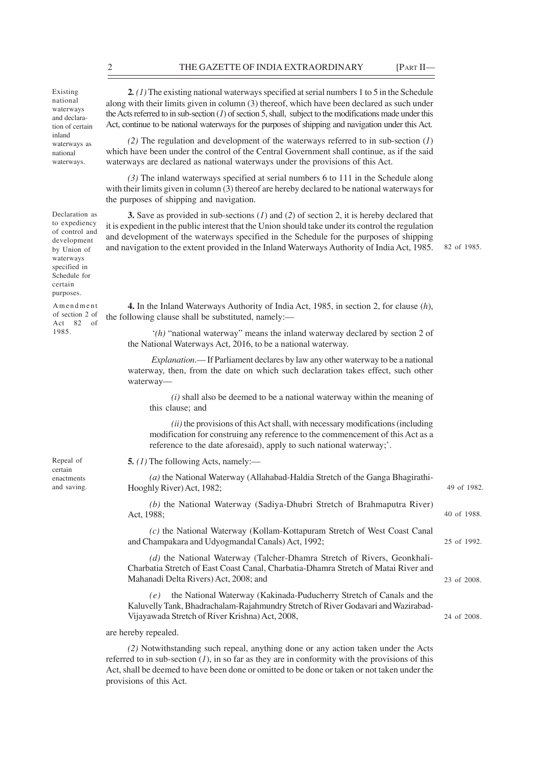**Existing national waterways and declaration of certain inland waterways as national waterways.**

**2.** *(1)* The existing national waterways specified at serial numbers 1 to 5 in the Schedule along with their limits given in column (3) thereof, which have been declared as such under the Acts referred to in sub-section (*1*) of section 5, shall, subject to the modifications made under this Act, continue to be national waterways for the purposes of shipping and navigation under this Act.

*(2)* The regulation and development of the waterways referred to in sub-section (*1*) which have been under the control of the Central Government shall continue, as if the said waterways are declared as national waterways under the provisions of this Act.

*(3)* The inland waterways specified at serial numbers 6 to 111 in the Schedule along with their limits given in column (3) thereof are hereby declared to be national waterways for the purposes of shipping and navigation.

**Declaration as to expediency of control and development by Union of waterways specified in Schedule for certain purposes.**

**3.** Save as provided in sub-sections (*1*) and (*2*) of section 2, it is hereby declared that it is expedient in the public interest that the Union should take under its control the regulation and development of the waterways specified in the Schedule for the purposes of shipping and navigation to the extent provided in the Inland Waterways Authority of India Act, 1985. (82 of 1985.)

**Amendment of section 2 of Act 82 of 1985.**

**4.** In the Inland Waterways Authority of India Act, 1985, in section 2, for clause (*h*), the following clause shall be substituted, namely:—

'*(h)* "national waterway" means the inland waterway declared by section 2 of the National Waterways Act, 2016, to be a national waterway.

*Explanation*.— If Parliament declares by law any other waterway to be a national waterway, then, from the date on which such declaration takes effect, such other waterway—

*(i)* shall also be deemed to be a national waterway within the meaning of this clause; and

*(ii)* the provisions of this Act shall, with necessary modifications (including modification for construing any reference to the commencement of this Act as a reference to the date aforesaid), apply to such national waterway;'.

**Repeal of certain enactments and saving.**

**5.** *(1)* The following Acts, namely:—

*(a)* the National Waterway (Allahabad-Haldia Stretch of the Ganga Bhagirathi-Hooghly River) Act, 1982; (49 of 1982.)

*(b)* the National Waterway (Sadiya-Dhubri Stretch of Brahmaputra River) Act, 1988; (40 of 1988.)

*(c)* the National Waterway (Kollam-Kottapuram Stretch of West Coast Canal and Champakara and Udyogmandal Canals) Act, 1992; (25 of 1992.)

*(d)* the National Waterway (Talcher-Dhamra Stretch of Rivers, Geonkhali-Charbatia Stretch of East Coast Canal, Charbatia-Dhamra Stretch of Matai River and Mahanadi Delta Rivers) Act, 2008; and (23 of 2008.)

*(e)* the National Waterway (Kakinada-Puducherry Stretch of Canals and the Kaluvelly Tank, Bhadrachalam-Rajahmundry Stretch of River Godavari and Wazirabad-Vijayawada Stretch of River Krishna) Act, 2008, (24 of 2008.)

are hereby repealed.

*(2)* Notwithstanding such repeal, anything done or any action taken under the Acts referred to in sub-section (*1*), in so far as they are in conformity with the provisions of this Act, shall be deemed to have been done or omitted to be done or taken or not taken under the provisions of this Act.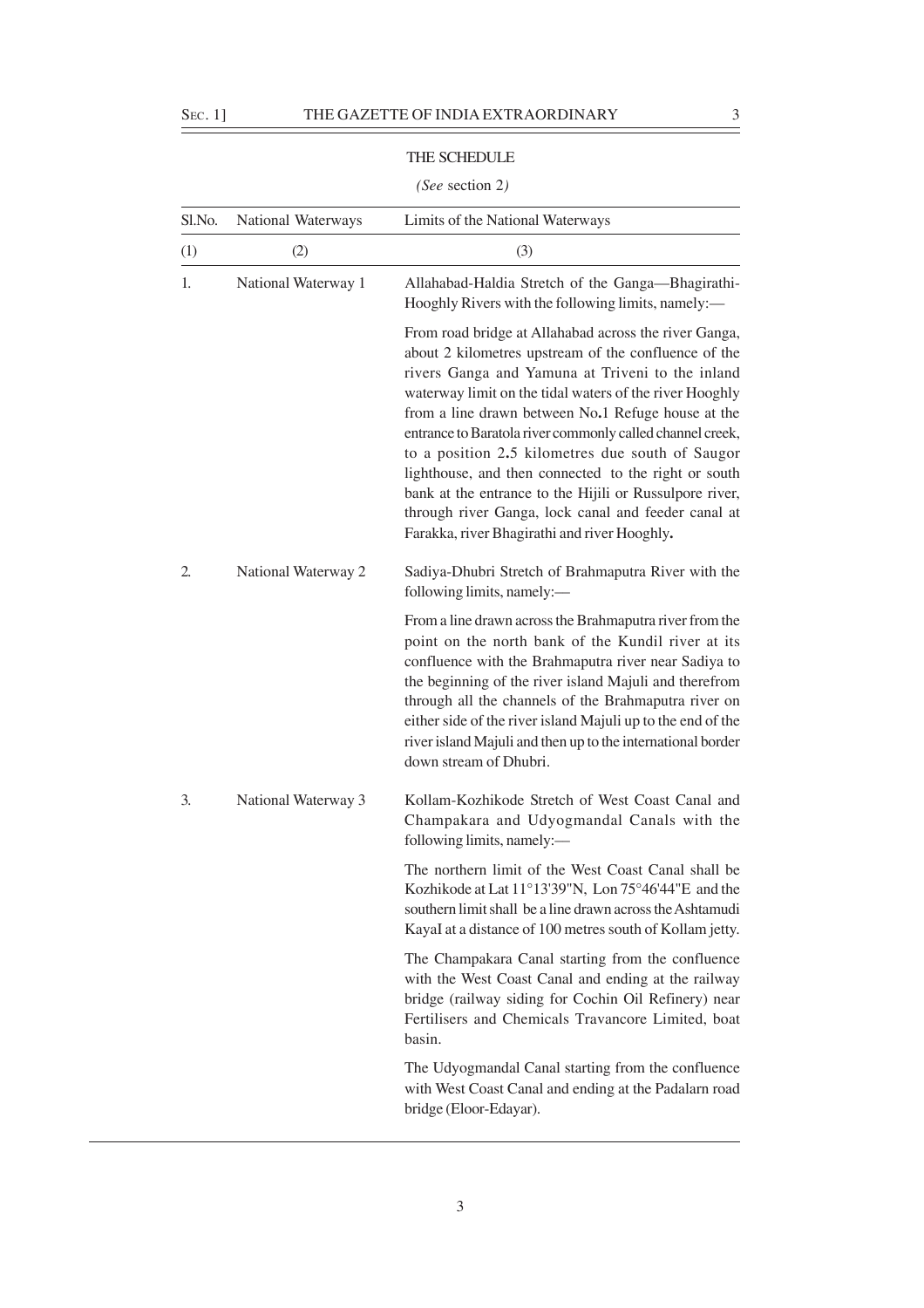## THE SCHEDULE

*(See section 2)*

| Sl.No. | National Waterways | Limits of the National Waterways |
|---|---|---|
| (1) | (2) | (3) |
| 1. | National Waterway 1 | Allahabad-Haldia Stretch of the Ganga—Bhagirathi-Hooghly Rivers with the following limits, namely:— |
| | | From road bridge at Allahabad across the river Ganga, about 2 kilometres upstream of the confluence of the rivers Ganga and Yamuna at Triveni to the inland waterway limit on the tidal waters of the river Hooghly from a line drawn between No.1 Refuge house at the entrance to Baratola river commonly called channel creek, to a position 2.5 kilometres due south of Saugor lighthouse, and then connected to the right or south bank at the entrance to the Hijili or Russulpore river, through river Ganga, lock canal and feeder canal at Farakka, river Bhagirathi and river Hooghly. |
| 2. | National Waterway 2 | Sadiya-Dhubri Stretch of Brahmaputra River with the following limits, namely:— |
| | | From a line drawn across the Brahmaputra river from the point on the north bank of the Kundil river at its confluence with the Brahmaputra river near Sadiya to the beginning of the river island Majuli and therefrom through all the channels of the Brahmaputra river on either side of the river island Majuli up to the end of the river island Majuli and then up to the international border down stream of Dhubri. |
| 3. | National Waterway 3 | Kollam-Kozhikode Stretch of West Coast Canal and Champakara and Udyogmandal Canals with the following limits, namely:— |
| | | The northern limit of the West Coast Canal shall be Kozhikode at Lat 11°13'39"N, Lon 75°46'44"E and the southern limit shall be a line drawn across the Ashtamudi KayaI at a distance of 100 metres south of Kollam jetty. |
| | | The Champakara Canal starting from the confluence with the West Coast Canal and ending at the railway bridge (railway siding for Cochin Oil Refinery) near Fertilisers and Chemicals Travancore Limited, boat basin. |
| | | The Udyogmandal Canal starting from the confluence with West Coast Canal and ending at the Padalarn road bridge (Eloor-Edayar). |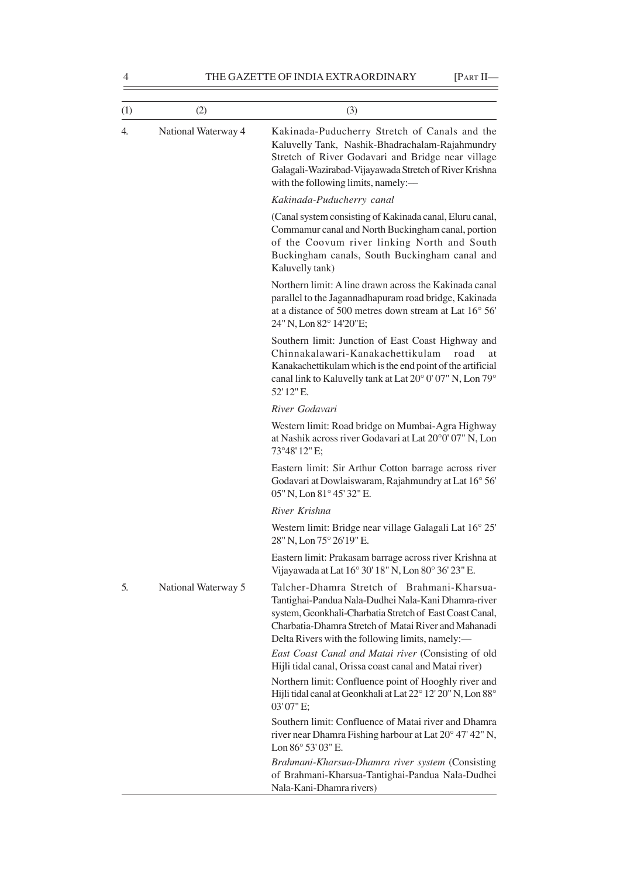| (1) | (2) | (3) |
|---|---|---|
| 4. | National Waterway 4 | Kakinada-Puducherry Stretch of Canals and the Kaluvelly Tank, Nashik-Bhadrachalam-Rajahmundry Stretch of River Godavari and Bridge near village Galagali-Wazirabad-Vijayawada Stretch of River Krishna with the following limits, namely:—<br><br>*Kakinada-Puducherry canal*<br><br>(Canal system consisting of Kakinada canal, Eluru canal, Commamur canal and North Buckingham canal, portion of the Coovum river linking North and South Buckingham canals, South Buckingham canal and Kaluvelly tank)<br><br>Northern limit: A line drawn across the Kakinada canal parallel to the Jagannadhapuram road bridge, Kakinada at a distance of 500 metres down stream at Lat 16° 56' 24" N, Lon 82° 14'20"E;<br><br>Southern limit: Junction of East Coast Highway and Chinnakalawari-Kanakachettikulam road at Kanakachettikulam which is the end point of the artificial canal link to Kaluvelly tank at Lat 20° 0' 07" N, Lon 79° 52' 12" E.<br><br>*River Godavari*<br><br>Western limit: Road bridge on Mumbai-Agra Highway at Nashik across river Godavari at Lat 20°0' 07" N, Lon 73°48' 12" E;<br><br>Eastern limit: Sir Arthur Cotton barrage across river Godavari at Dowlaiswaram, Rajahmundry at Lat 16° 56' 05" N, Lon 81° 45' 32" E.<br><br>*River Krishna*<br><br>Western limit: Bridge near village Galagali Lat 16° 25' 28" N, Lon 75° 26'19" E.<br><br>Eastern limit: Prakasam barrage across river Krishna at Vijayawada at Lat 16° 30' 18" N, Lon 80° 36' 23" E. |
| 5. | National Waterway 5 | Talcher-Dhamra Stretch of Brahmani-Kharsua-Tantighai-Pandua Nala-Dudhei Nala-Kani Dhamra-river system, Geonkhali-Charbatia Stretch of East Coast Canal, Charbatia-Dhamra Stretch of Matai River and Mahanadi Delta Rivers with the following limits, namely:—<br><br>*East Coast Canal and Matai river* (Consisting of old Hijli tidal canal, Orissa coast canal and Matai river)<br><br>Northern limit: Confluence point of Hooghly river and Hijli tidal canal at Geonkhali at Lat 22° 12' 20" N, Lon 88° 03' 07" E;<br><br>Southern limit: Confluence of Matai river and Dhamra river near Dhamra Fishing harbour at Lat 20° 47' 42" N, Lon 86° 53' 03" E.<br><br>*Brahmani-Kharsua-Dhamra river system* (Consisting of Brahmani-Kharsua-Tantighai-Pandua Nala-Dudhei Nala-Kani-Dhamra rivers) |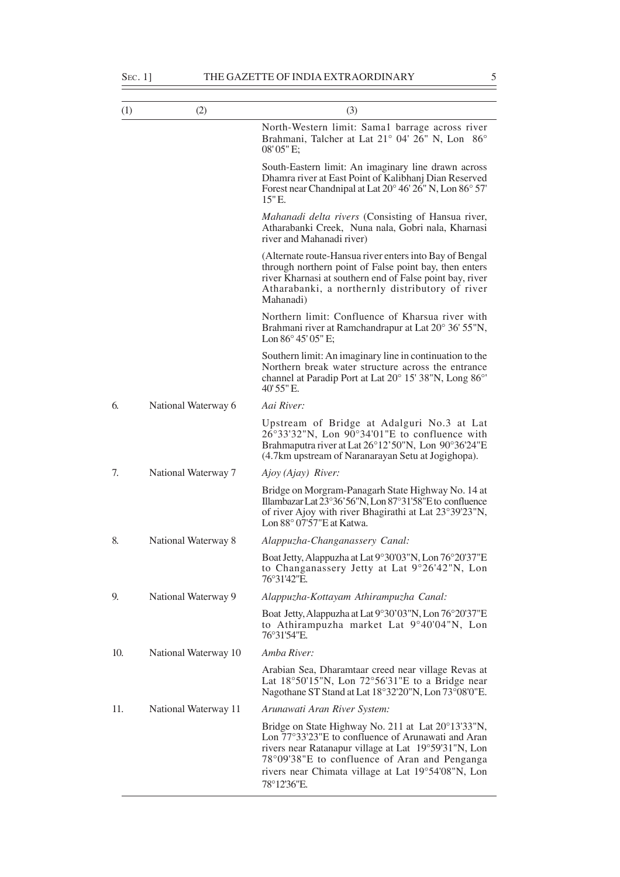| (1) | (2) | (3) |
|---|---|---|
| | | North-Western limit: Sama1 barrage across river Brahmani, Talcher at Lat 21° 04' 26" N, Lon 86° 08' 05" E; |
| | | South-Eastern limit: An imaginary line drawn across Dhamra river at East Point of Kalibhanj Dian Reserved Forest near Chandnipal at Lat 20° 46' 26" N, Lon 86° 57' 15" E. |
| | | *Mahanadi delta rivers* (Consisting of Hansua river, Atharabanki Creek, Nuna nala, Gobri nala, Kharnasi river and Mahanadi river) |
| | | (Alternate route-Hansua river enters into Bay of Bengal through northern point of False point bay, then enters river Kharnasi at southern end of False point bay, river Atharabanki, a northernly distributory of river Mahanadi) |
| | | Northern limit: Confluence of Kharsua river with Brahmani river at Ramchandrapur at Lat 20° 36' 55"N, Lon 86° 45' 05" E; |
| | | Southern limit: An imaginary line in continuation to the Northern break water structure across the entrance channel at Paradip Port at Lat 20° 15' 38"N, Long 86°' 40' 55" E. |
| 6. | National Waterway 6 | *Aai River:* |
| | | Upstream of Bridge at Adalguri No.3 at Lat 26°33'32"N, Lon 90°34'01"E to confluence with Brahmaputra river at Lat 26°12'50"N, Lon 90°36'24"E (4.7km upstream of Naranarayan Setu at Jogighopa). |
| 7. | National Waterway 7 | *Ajoy (Ajay) River:* |
| | | Bridge on Morgram-Panagarh State Highway No. 14 at Illambazar Lat 23°36'56"N, Lon 87°31'58"E to confluence of river Ajoy with river Bhagirathi at Lat 23°39'23"N, Lon 88° 07'57"E at Katwa. |
| 8. | National Waterway 8 | *Alappuzha-Changanassery Canal:* |
| | | Boat Jetty, Alappuzha at Lat 9°30'03"N, Lon 76°20'37"E to Changanassery Jetty at Lat 9°26'42"N, Lon 76°31'42"E. |
| 9. | National Waterway 9 | *Alappuzha-Kottayam Athirampuzha Canal:* |
| | | Boat Jetty, Alappuzha at Lat 9°30'03"N, Lon 76°20'37"E to Athirampuzha market Lat 9°40'04"N, Lon 76°31'54"E. |
| 10. | National Waterway 10 | *Amba River:* |
| | | Arabian Sea, Dharamtaar creed near village Revas at Lat 18°50'15"N, Lon 72°56'31"E to a Bridge near Nagothane ST Stand at Lat 18°32'20"N, Lon 73°08'0"E. |
| 11. | National Waterway 11 | *Arunawati Aran River System:* |
| | | Bridge on State Highway No. 211 at Lat 20°13'33"N, Lon 77°33'23"E to confluence of Arunawati and Aran rivers near Ratanapur village at Lat 19°59'31"N, Lon 78°09'38"E to confluence of Aran and Penganga rivers near Chimata village at Lat 19°54'08"N, Lon 78°12'36"E. |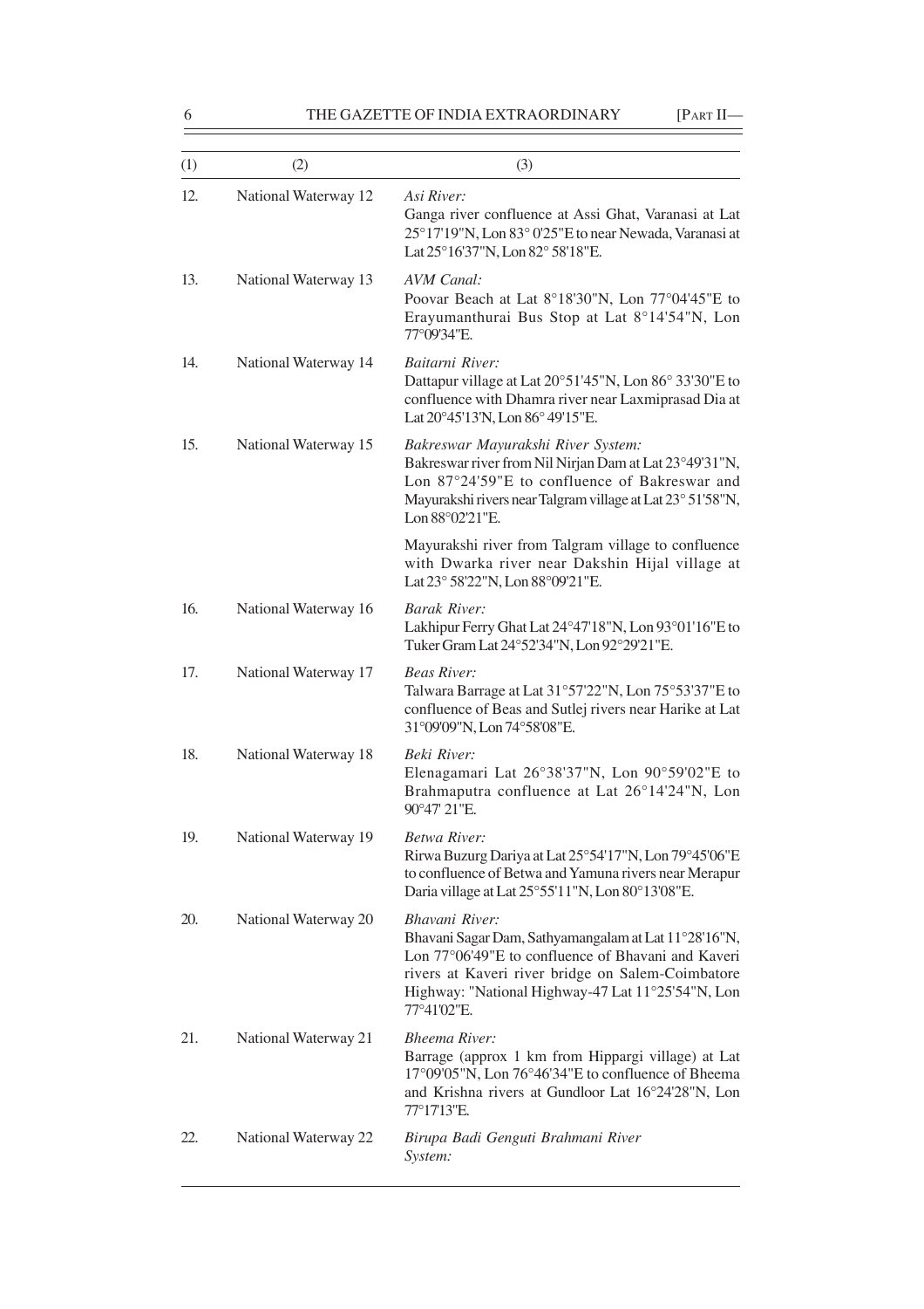| (1) | (2) | (3) |
|---|---|---|
| 12. | National Waterway 12 | *Asi River:* Ganga river confluence at Assi Ghat, Varanasi at Lat 25°17'19"N, Lon 83° 0'25"E to near Newada, Varanasi at Lat 25°16'37"N, Lon 82° 58'18"E. |
| 13. | National Waterway 13 | *AVM Canal:* Poovar Beach at Lat 8°18'30"N, Lon 77°04'45"E to Erayumanthurai Bus Stop at Lat 8°14'54"N, Lon 77°09'34"E. |
| 14. | National Waterway 14 | *Baitarni River:* Dattapur village at Lat 20°51'45"N, Lon 86° 33'30"E to confluence with Dhamra river near Laxmiprasad Dia at Lat 20°45'13'N, Lon 86° 49'15"E. |
| 15. | National Waterway 15 | *Bakreswar Mayurakshi River System:* Bakreswar river from Nil Nirjan Dam at Lat 23°49'31"N, Lon 87°24'59"E to confluence of Bakreswar and Mayurakshi rivers near Talgram village at Lat 23° 51'58"N, Lon 88°02'21"E.<br><br>Mayurakshi river from Talgram village to confluence with Dwarka river near Dakshin Hijal village at Lat 23° 58'22"N, Lon 88°09'21"E. |
| 16. | National Waterway 16 | *Barak River:* Lakhipur Ferry Ghat Lat 24°47'18"N, Lon 93°01'16"E to Tuker Gram Lat 24°52'34"N, Lon 92°29'21"E. |
| 17. | National Waterway 17 | *Beas River:* Talwara Barrage at Lat 31°57'22"N, Lon 75°53'37"E to confluence of Beas and Sutlej rivers near Harike at Lat 31°09'09"N, Lon 74°58'08"E. |
| 18. | National Waterway 18 | *Beki River:* Elenagamari Lat 26°38'37"N, Lon 90°59'02"E to Brahmaputra confluence at Lat 26°14'24"N, Lon 90°47' 21"E. |
| 19. | National Waterway 19 | *Betwa River:* Rirwa Buzurg Dariya at Lat 25°54'17"N, Lon 79°45'06"E to confluence of Betwa and Yamuna rivers near Merapur Daria village at Lat 25°55'11"N, Lon 80°13'08"E. |
| 20. | National Waterway 20 | *Bhavani River:* Bhavani Sagar Dam, Sathyamangalam at Lat 11°28'16"N, Lon 77°06'49"E to confluence of Bhavani and Kaveri rivers at Kaveri river bridge on Salem-Coimbatore Highway: "National Highway-47 Lat 11°25'54"N, Lon 77°41'02"E. |
| 21. | National Waterway 21 | *Bheema River:* Barrage (approx 1 km from Hippargi village) at Lat 17°09'05"N, Lon 76°46'34"E to confluence of Bheema and Krishna rivers at Gundloor Lat 16°24'28"N, Lon 77°17'13"E. |
| 22. | National Waterway 22 | *Birupa Badi Genguti Brahmani River System:* |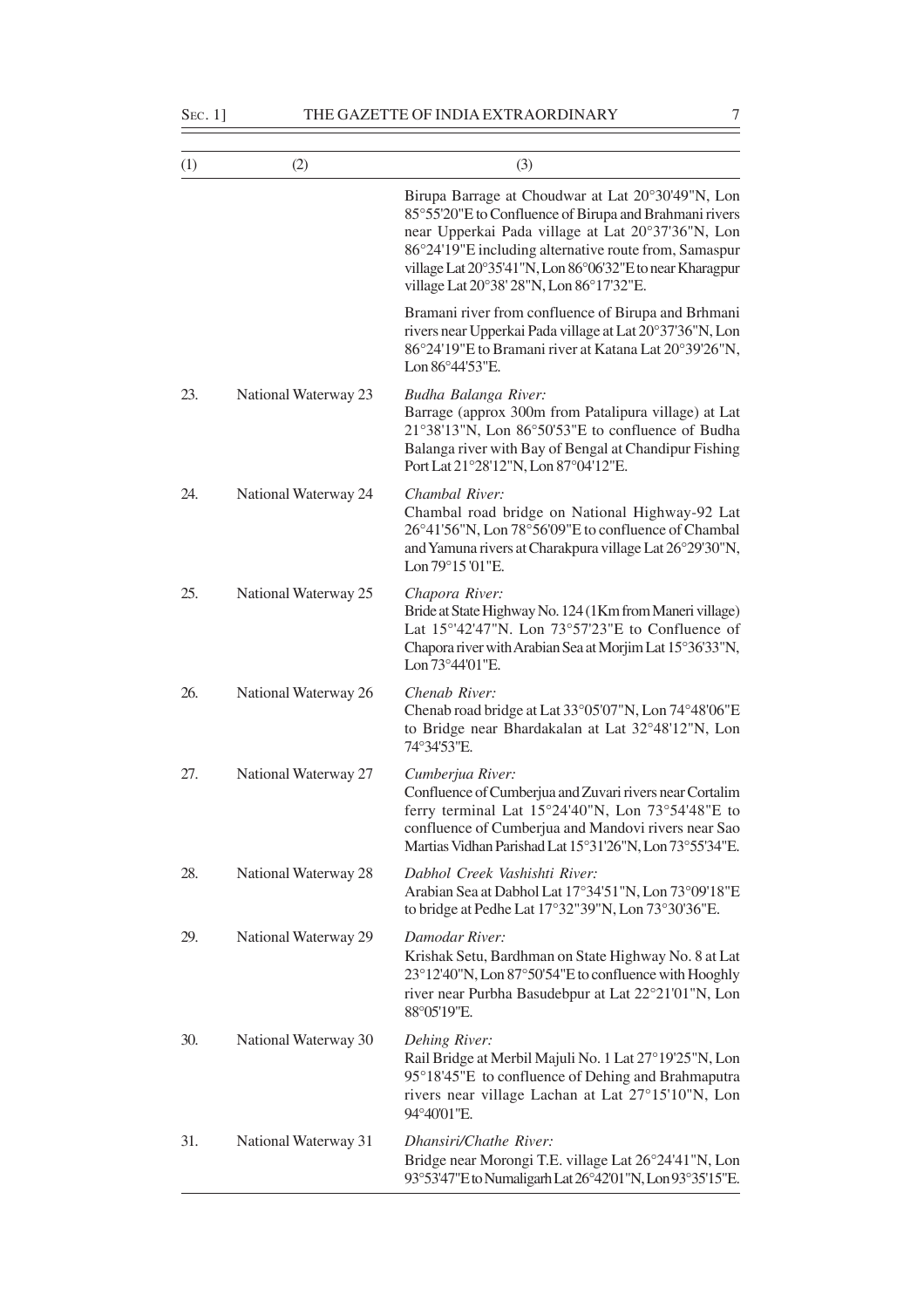| (1) | (2) | (3) |
|---|---|---|
| | | Birupa Barrage at Choudwar at Lat 20°30'49"N, Lon 85°55'20"E to Confluence of Birupa and Brahmani rivers near Upperkai Pada village at Lat 20°37'36"N, Lon 86°24'19"E including alternative route from, Samaspur village Lat 20°35'41"N, Lon 86°06'32"E to near Kharagpur village Lat 20°38' 28"N, Lon 86°17'32"E. |
| | | Bramani river from confluence of Birupa and Brhmani rivers near Upperkai Pada village at Lat 20°37'36"N, Lon 86°24'19"E to Bramani river at Katana Lat 20°39'26"N, Lon 86°44'53"E. |
| 23. | National Waterway 23 | *Budha Balanga River:* Barrage (approx 300m from Patalipura village) at Lat 21°38'13"N, Lon 86°50'53"E to confluence of Budha Balanga river with Bay of Bengal at Chandipur Fishing Port Lat 21°28'12"N, Lon 87°04'12"E. |
| 24. | National Waterway 24 | *Chambal River:* Chambal road bridge on National Highway-92 Lat 26°41'56"N, Lon 78°56'09"E to confluence of Chambal and Yamuna rivers at Charakpura village Lat 26°29'30"N, Lon 79°15 '01"E. |
| 25. | National Waterway 25 | *Chapora River:* Bride at State Highway No. 124 (1Km from Maneri village) Lat 15°'42'47"N. Lon 73°57'23"E to Confluence of Chapora river with Arabian Sea at Morjim Lat 15°36'33"N, Lon 73°44'01"E. |
| 26. | National Waterway 26 | *Chenab River:* Chenab road bridge at Lat 33°05'07"N, Lon 74°48'06"E to Bridge near Bhardakalan at Lat 32°48'12"N, Lon 74°34'53"E. |
| 27. | National Waterway 27 | *Cumberjua River:* Confluence of Cumberjua and Zuvari rivers near Cortalim ferry terminal Lat 15°24'40"N, Lon 73°54'48"E to confluence of Cumberjua and Mandovi rivers near Sao Martias Vidhan Parishad Lat 15°31'26"N, Lon 73°55'34"E. |
| 28. | National Waterway 28 | *Dabhol Creek Vashishti River:* Arabian Sea at Dabhol Lat 17°34'51"N, Lon 73°09'18"E to bridge at Pedhe Lat 17°32"39"N, Lon 73°30'36"E. |
| 29. | National Waterway 29 | *Damodar River:* Krishak Setu, Bardhman on State Highway No. 8 at Lat 23°12'40"N, Lon 87°50'54"E to confluence with Hooghly river near Purbha Basudebpur at Lat 22°21'01"N, Lon 88°05'19"E. |
| 30. | National Waterway 30 | *Dehing River:* Rail Bridge at Merbil Majuli No. 1 Lat 27°19'25"N, Lon 95°18'45"E to confluence of Dehing and Brahmaputra rivers near village Lachan at Lat 27°15'10"N, Lon 94°40'01"E. |
| 31. | National Waterway 31 | *Dhansiri/Chathe River:* Bridge near Morongi T.E. village Lat 26°24'41"N, Lon 93°53'47"E to Numaligarh Lat 26°42'01"N, Lon 93°35'15"E. |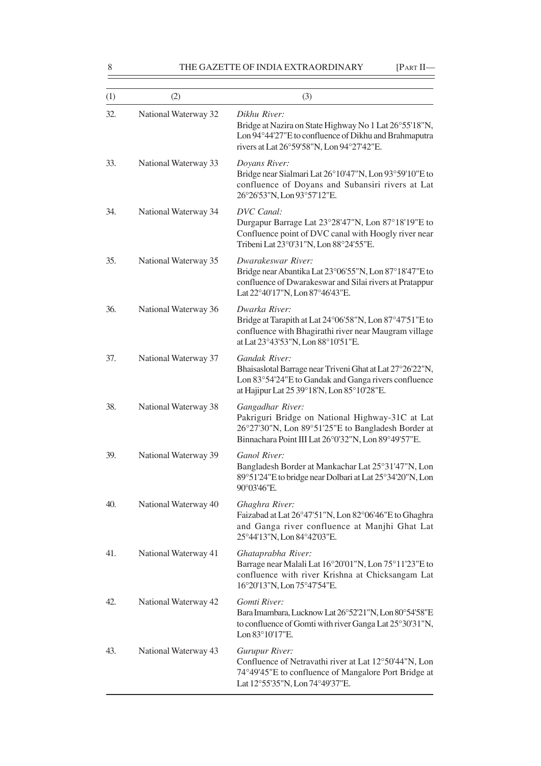| (1) | (2) | (3) |
|---|---|---|
| 32. | National Waterway 32 | *Dikhu River:* Bridge at Nazira on State Highway No 1 Lat 26°55'18"N, Lon 94°44'27"E to confluence of Dikhu and Brahmaputra rivers at Lat 26°59'58"N, Lon 94°27'42"E. |
| 33. | National Waterway 33 | *Doyans River:* Bridge near Sialmari Lat 26°10'47"N, Lon 93°59'10"E to confluence of Doyans and Subansiri rivers at Lat 26°26'53"N, Lon 93°57'12"E. |
| 34. | National Waterway 34 | *DVC Canal:* Durgapur Barrage Lat 23°28'47"N, Lon 87°18'19"E to Confluence point of DVC canal with Hoogly river near Tribeni Lat 23°0'31"N, Lon 88°24'55"E. |
| 35. | National Waterway 35 | *Dwarakeswar River:* Bridge near Abantika Lat 23°06'55"N, Lon 87°18'47"E to confluence of Dwarakeswar and Silai rivers at Pratappur Lat 22°40'17"N, Lon 87°46'43"E. |
| 36. | National Waterway 36 | *Dwarka River:* Bridge at Tarapith at Lat 24°06'58"N, Lon 87°47'51"E to confluence with Bhagirathi river near Maugram village at Lat 23°43'53"N, Lon 88°10'51"E. |
| 37. | National Waterway 37 | *Gandak River:* Bhaisaslotal Barrage near Triveni Ghat at Lat 27°26'22"N, Lon 83°54'24"E to Gandak and Ganga rivers confluence at Hajipur Lat 25 39°18'N, Lon 85°10'28"E. |
| 38. | National Waterway 38 | *Gangadhar River:* Pakriguri Bridge on National Highway-31C at Lat 26°27'30"N, Lon 89°51'25"E to Bangladesh Border at Binnachara Point III Lat 26°0'32"N, Lon 89°49'57"E. |
| 39. | National Waterway 39 | *Ganol River:* Bangladesh Border at Mankachar Lat 25°31'47"N, Lon 89°51'24"E to bridge near Dolbari at Lat 25°34'20"N, Lon 90°03'46"E. |
| 40. | National Waterway 40 | *Ghaghra River:* Faizabad at Lat 26°47'51"N, Lon 82°06'46"E to Ghaghra and Ganga river confluence at Manjhi Ghat Lat 25°44'13"N, Lon 84°42'03"E. |
| 41. | National Waterway 41 | *Ghataprabha River:* Barrage near Malali Lat 16°20'01"N, Lon 75°11'23"E to confluence with river Krishna at Chicksangam Lat 16°20'13"N, Lon 75°47'54"E. |
| 42. | National Waterway 42 | *Gomti River:* Bara Imambara, Lucknow Lat 26°52'21"N, Lon 80°54'58"E to confluence of Gomti with river Ganga Lat 25°30'31"N, Lon 83°10'17"E. |
| 43. | National Waterway 43 | *Gurupur River:* Confluence of Netravathi river at Lat 12°50'44"N, Lon 74°49'45"E to confluence of Mangalore Port Bridge at Lat 12°55'35"N, Lon 74°49'37"E. |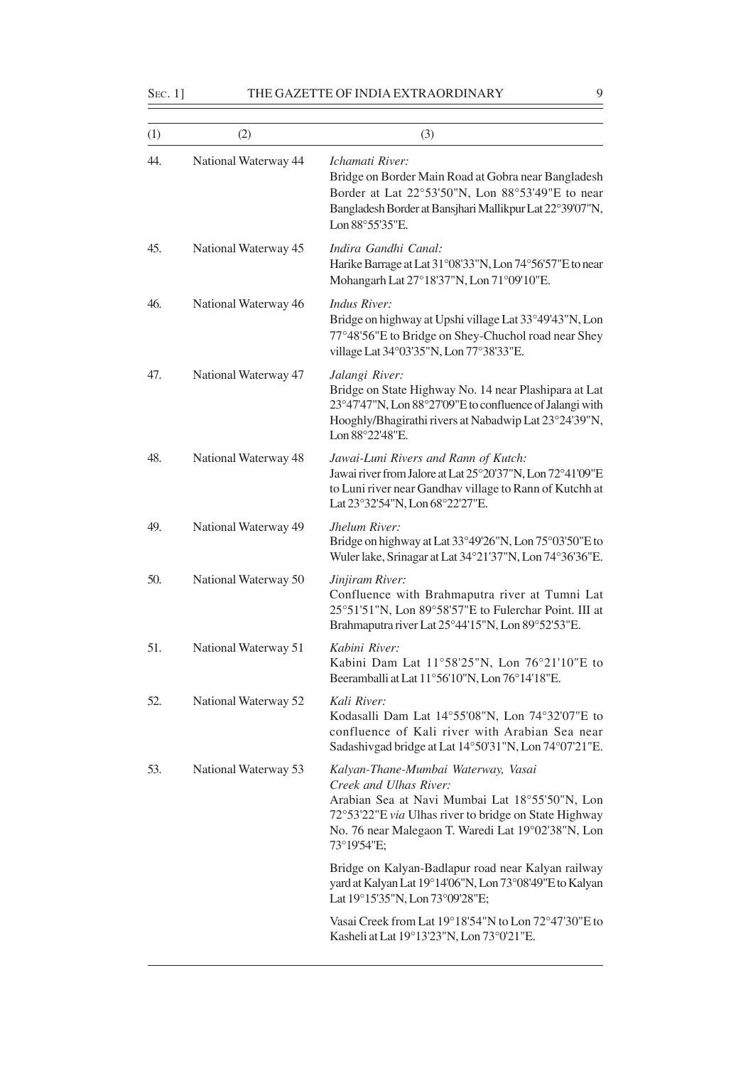| (1) | (2) | (3) |
|---|---|---|
| 44. | National Waterway 44 | *Ichamati River:* Bridge on Border Main Road at Gobra near Bangladesh Border at Lat 22°53'50"N, Lon 88°53'49"E to near Bangladesh Border at Bansjhari Mallikpur Lat 22°39'07"N, Lon 88°55'35"E. |
| 45. | National Waterway 45 | *Indira Gandhi Canal:* Harike Barrage at Lat 31°08'33"N, Lon 74°56'57"E to near Mohangarh Lat 27°18'37"N, Lon 71°09'10"E. |
| 46. | National Waterway 46 | *Indus River:* Bridge on highway at Upshi village Lat 33°49'43"N, Lon 77°48'56"E to Bridge on Shey-Chuchol road near Shey village Lat 34°03'35"N, Lon 77°38'33"E. |
| 47. | National Waterway 47 | *Jalangi River:* Bridge on State Highway No. 14 near Plashipara at Lat 23°47'47"N, Lon 88°27'09"E to confluence of Jalangi with Hooghly/Bhagirathi rivers at Nabadwip Lat 23°24'39"N, Lon 88°22'48"E. |
| 48. | National Waterway 48 | *Jawai-Luni Rivers and Rann of Kutch:* Jawai river from Jalore at Lat 25°20'37"N, Lon 72°41'09"E to Luni river near Gandhav village to Rann of Kutchh at Lat 23°32'54"N, Lon 68°22'27"E. |
| 49. | National Waterway 49 | *Jhelum River:* Bridge on highway at Lat 33°49'26"N, Lon 75°03'50"E to Wuler lake, Srinagar at Lat 34°21'37"N, Lon 74°36'36"E. |
| 50. | National Waterway 50 | *Jinjiram River:* Confluence with Brahmaputra river at Tumni Lat 25°51'51"N, Lon 89°58'57"E to Fulerchar Point. III at Brahmaputra river Lat 25°44'15"N, Lon 89°52'53"E. |
| 51. | National Waterway 51 | *Kabini River:* Kabini Dam Lat 11°58'25"N, Lon 76°21'10"E to Beeramballi at Lat 11°56'10"N, Lon 76°14'18"E. |
| 52. | National Waterway 52 | *Kali River:* Kodasalli Dam Lat 14°55'08"N, Lon 74°32'07"E to confluence of Kali river with Arabian Sea near Sadashivgad bridge at Lat 14°50'31"N, Lon 74°07'21"E. |
| 53. | National Waterway 53 | *Kalyan-Thane-Mumbai Waterway, Vasai Creek and Ulhas River:* Arabian Sea at Navi Mumbai Lat 18°55'50"N, Lon 72°53'22"E *via* Ulhas river to bridge on State Highway No. 76 near Malegaon T. Waredi Lat 19°02'38"N, Lon 73°19'54"E; |
| | | Bridge on Kalyan-Badlapur road near Kalyan railway yard at Kalyan Lat 19°14'06"N, Lon 73°08'49"E to Kalyan Lat 19°15'35"N, Lon 73°09'28"E; |
| | | Vasai Creek from Lat 19°18'54"N to Lon 72°47'30"E to Kasheli at Lat 19°13'23"N, Lon 73°0'21"E. |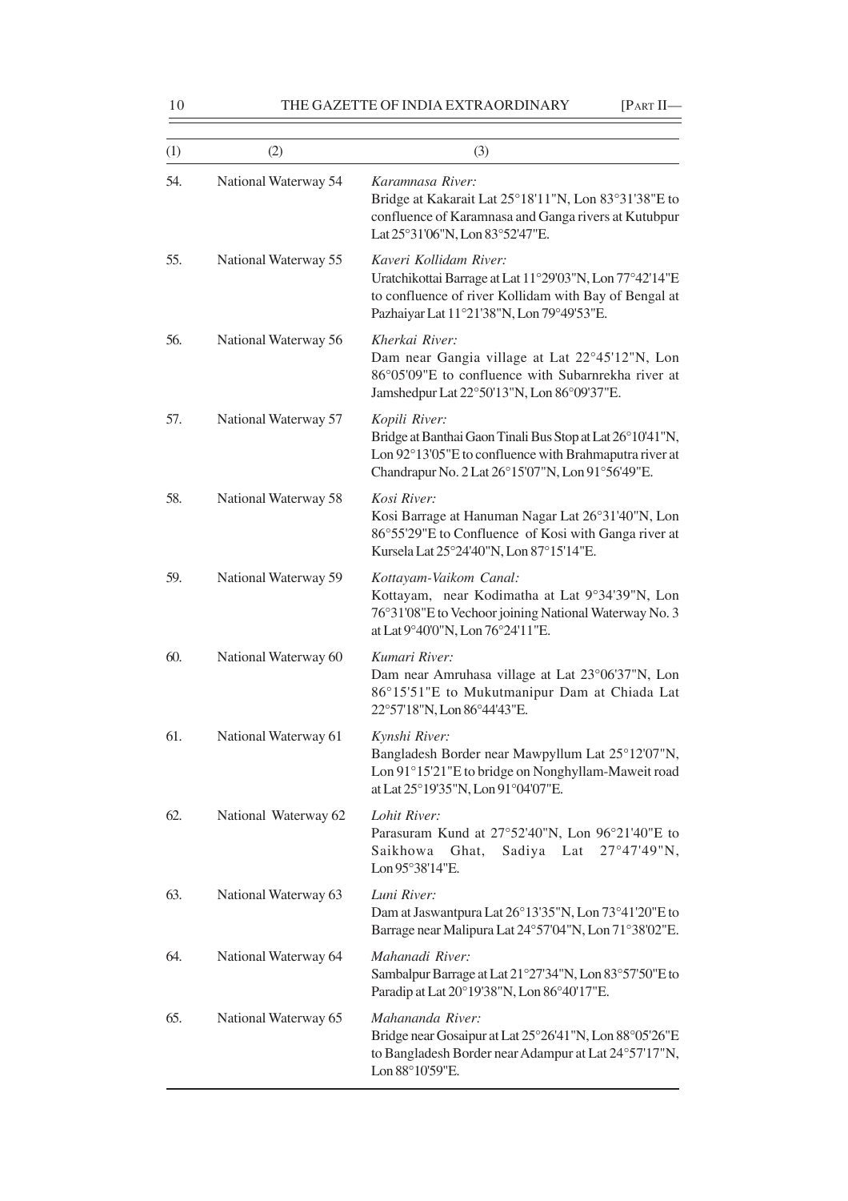| (1) | (2) | (3) |
|---|---|---|
| 54. | National Waterway 54 | *Karamnasa River:* Bridge at Kakarait Lat 25°18'11"N, Lon 83°31'38"E to confluence of Karamnasa and Ganga rivers at Kutubpur Lat 25°31'06"N, Lon 83°52'47"E. |
| 55. | National Waterway 55 | *Kaveri Kollidam River:* Uratchikottai Barrage at Lat 11°29'03"N, Lon 77°42'14"E to confluence of river Kollidam with Bay of Bengal at Pazhaiyar Lat 11°21'38"N, Lon 79°49'53"E. |
| 56. | National Waterway 56 | *Kherkai River:* Dam near Gangia village at Lat 22°45'12"N, Lon 86°05'09"E to confluence with Subarnrekha river at Jamshedpur Lat 22°50'13"N, Lon 86°09'37"E. |
| 57. | National Waterway 57 | *Kopili River:* Bridge at Banthai Gaon Tinali Bus Stop at Lat 26°10'41"N, Lon 92°13'05"E to confluence with Brahmaputra river at Chandrapur No. 2 Lat 26°15'07"N, Lon 91°56'49"E. |
| 58. | National Waterway 58 | *Kosi River:* Kosi Barrage at Hanuman Nagar Lat 26°31'40"N, Lon 86°55'29"E to Confluence of Kosi with Ganga river at Kursela Lat 25°24'40"N, Lon 87°15'14"E. |
| 59. | National Waterway 59 | *Kottayam-Vaikom Canal:* Kottayam, near Kodimatha at Lat 9°34'39"N, Lon 76°31'08"E to Vechoor joining National Waterway No. 3 at Lat 9°40'0"N, Lon 76°24'11"E. |
| 60. | National Waterway 60 | *Kumari River:* Dam near Amruhasa village at Lat 23°06'37"N, Lon 86°15'51"E to Mukutmanipur Dam at Chiada Lat 22°57'18"N, Lon 86°44'43"E. |
| 61. | National Waterway 61 | *Kynshi River:* Bangladesh Border near Mawpyllum Lat 25°12'07"N, Lon 91°15'21"E to bridge on Nonghyllam-Maweit road at Lat 25°19'35"N, Lon 91°04'07"E. |
| 62. | National Waterway 62 | *Lohit River:* Parasuram Kund at 27°52'40"N, Lon 96°21'40"E to Saikhowa Ghat, Sadiya Lat 27°47'49"N, Lon 95°38'14"E. |
| 63. | National Waterway 63 | *Luni River:* Dam at Jaswantpura Lat 26°13'35"N, Lon 73°41'20"E to Barrage near Malipura Lat 24°57'04"N, Lon 71°38'02"E. |
| 64. | National Waterway 64 | *Mahanadi River:* Sambalpur Barrage at Lat 21°27'34"N, Lon 83°57'50"E to Paradip at Lat 20°19'38"N, Lon 86°40'17"E. |
| 65. | National Waterway 65 | *Mahananda River:* Bridge near Gosaipur at Lat 25°26'41"N, Lon 88°05'26"E to Bangladesh Border near Adampur at Lat 24°57'17"N, Lon 88°10'59"E. |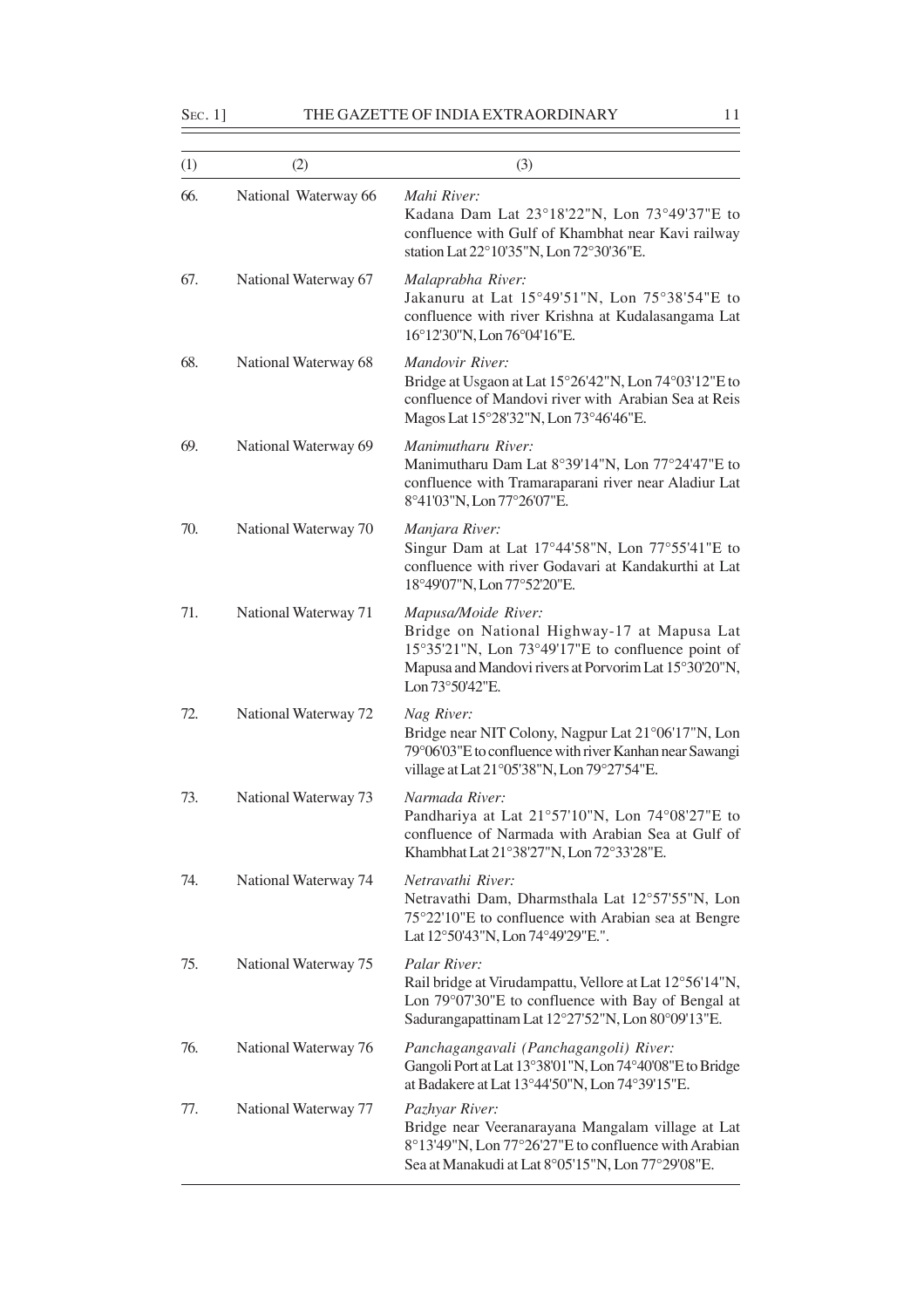| (1) | (2) | (3) |
|---|---|---|
| 66. | National Waterway 66 | *Mahi River:*<br>Kadana Dam Lat 23°18'22"N, Lon 73°49'37"E to confluence with Gulf of Khambhat near Kavi railway station Lat 22°10'35"N, Lon 72°30'36"E. |
| 67. | National Waterway 67 | *Malaprabha River:*<br>Jakanuru at Lat 15°49'51"N, Lon 75°38'54"E to confluence with river Krishna at Kudalasangama Lat 16°12'30"N, Lon 76°04'16"E. |
| 68. | National Waterway 68 | *Mandovir River:*<br>Bridge at Usgaon at Lat 15°26'42"N, Lon 74°03'12"E to confluence of Mandovi river with Arabian Sea at Reis Magos Lat 15°28'32"N, Lon 73°46'46"E. |
| 69. | National Waterway 69 | *Manimutharu River:*<br>Manimutharu Dam Lat 8°39'14"N, Lon 77°24'47"E to confluence with Tramaraparani river near Aladiur Lat 8°41'03"N, Lon 77°26'07"E. |
| 70. | National Waterway 70 | *Manjara River:*<br>Singur Dam at Lat 17°44'58"N, Lon 77°55'41"E to confluence with river Godavari at Kandakurthi at Lat 18°49'07"N, Lon 77°52'20"E. |
| 71. | National Waterway 71 | *Mapusa/Moide River:*<br>Bridge on National Highway-17 at Mapusa Lat 15°35'21"N, Lon 73°49'17"E to confluence point of Mapusa and Mandovi rivers at Porvorim Lat 15°30'20"N, Lon 73°50'42"E. |
| 72. | National Waterway 72 | *Nag River:*<br>Bridge near NIT Colony, Nagpur Lat 21°06'17"N, Lon 79°06'03"E to confluence with river Kanhan near Sawangi village at Lat 21°05'38"N, Lon 79°27'54"E. |
| 73. | National Waterway 73 | *Narmada River:*<br>Pandhariya at Lat 21°57'10"N, Lon 74°08'27"E to confluence of Narmada with Arabian Sea at Gulf of Khambhat Lat 21°38'27"N, Lon 72°33'28"E. |
| 74. | National Waterway 74 | *Netravathi River:*<br>Netravathi Dam, Dharmsthala Lat 12°57'55"N, Lon 75°22'10"E to confluence with Arabian sea at Bengre Lat 12°50'43"N, Lon 74°49'29"E.". |
| 75. | National Waterway 75 | *Palar River:*<br>Rail bridge at Virudampattu, Vellore at Lat 12°56'14"N, Lon 79°07'30"E to confluence with Bay of Bengal at Sadurangapattinam Lat 12°27'52"N, Lon 80°09'13"E. |
| 76. | National Waterway 76 | *Panchagangavali (Panchagangoli) River:*<br>Gangoli Port at Lat 13°38'01"N, Lon 74°40'08"E to Bridge at Badakere at Lat 13°44'50"N, Lon 74°39'15"E. |
| 77. | National Waterway 77 | *Pazhyar River:*<br>Bridge near Veeranarayana Mangalam village at Lat 8°13'49"N, Lon 77°26'27"E to confluence with Arabian Sea at Manakudi at Lat 8°05'15"N, Lon 77°29'08"E. |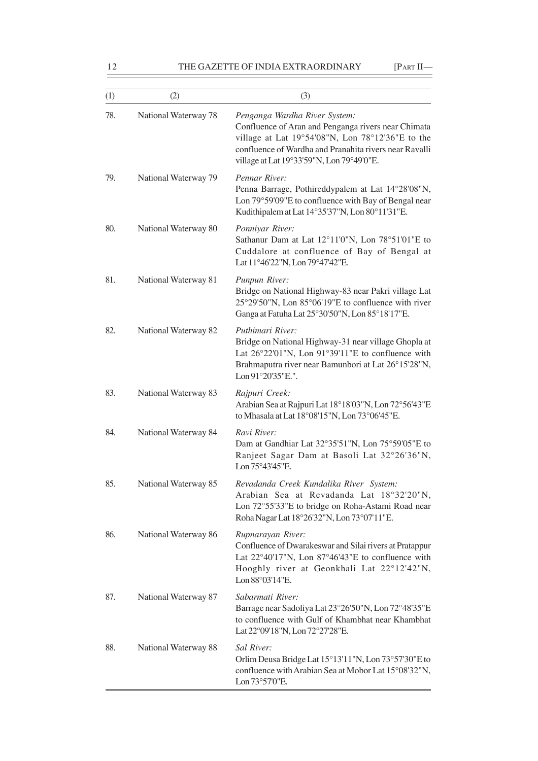| (1) | (2) | (3) |
|---|---|---|
| 78. | National Waterway 78 | *Penganga Wardha River System:* Confluence of Aran and Penganga rivers near Chimata village at Lat 19°54'08"N, Lon 78°12'36"E to the confluence of Wardha and Pranahita rivers near Ravalli village at Lat 19°33'59"N, Lon 79°49'0"E. |
| 79. | National Waterway 79 | *Pennar River:* Penna Barrage, Pothireddypalem at Lat 14°28'08"N, Lon 79°59'09"E to confluence with Bay of Bengal near Kudithipalem at Lat 14°35'37"N, Lon 80°11'31"E. |
| 80. | National Waterway 80 | *Ponniyar River:* Sathanur Dam at Lat 12°11'0"N, Lon 78°51'01"E to Cuddalore at confluence of Bay of Bengal at Lat 11°46'22"N, Lon 79°47'42"E. |
| 81. | National Waterway 81 | *Punpun River:* Bridge on National Highway-83 near Pakri village Lat 25°29'50"N, Lon 85°06'19"E to confluence with river Ganga at Fatuha Lat 25°30'50"N, Lon 85°18'17"E. |
| 82. | National Waterway 82 | *Puthimari River:* Bridge on National Highway-31 near village Ghopla at Lat 26°22'01"N, Lon 91°39'11"E to confluence with Brahmaputra river near Bamunbori at Lat 26°15'28"N, Lon 91°20'35"E.". |
| 83. | National Waterway 83 | *Rajpuri Creek:* Arabian Sea at Rajpuri Lat 18°18'03"N, Lon 72°56'43"E to Mhasala at Lat 18°08'15"N, Lon 73°06'45"E. |
| 84. | National Waterway 84 | *Ravi River:* Dam at Gandhiar Lat 32°35'51"N, Lon 75°59'05"E to Ranjeet Sagar Dam at Basoli Lat 32°26'36"N, Lon 75°43'45"E. |
| 85. | National Waterway 85 | *Revadanda Creek Kundalika River System:* Arabian Sea at Revadanda Lat 18°32'20"N, Lon 72°55'33"E to bridge on Roha-Astami Road near Roha Nagar Lat 18°26'32"N, Lon 73°07'11"E. |
| 86. | National Waterway 86 | *Rupnarayan River:* Confluence of Dwarakeswar and Silai rivers at Pratappur Lat 22°40'17"N, Lon 87°46'43"E to confluence with Hooghly river at Geonkhali Lat 22°12'42"N, Lon 88°03'14"E. |
| 87. | National Waterway 87 | *Sabarmati River:* Barrage near Sadoliya Lat 23°26'50"N, Lon 72°48'35"E to confluence with Gulf of Khambhat near Khambhat Lat 22°09'18"N, Lon 72°27'28"E. |
| 88. | National Waterway 88 | *Sal River:* Orlim Deusa Bridge Lat 15°13'11"N, Lon 73°57'30"E to confluence with Arabian Sea at Mobor Lat 15°08'32"N, Lon 73°57'0"E. |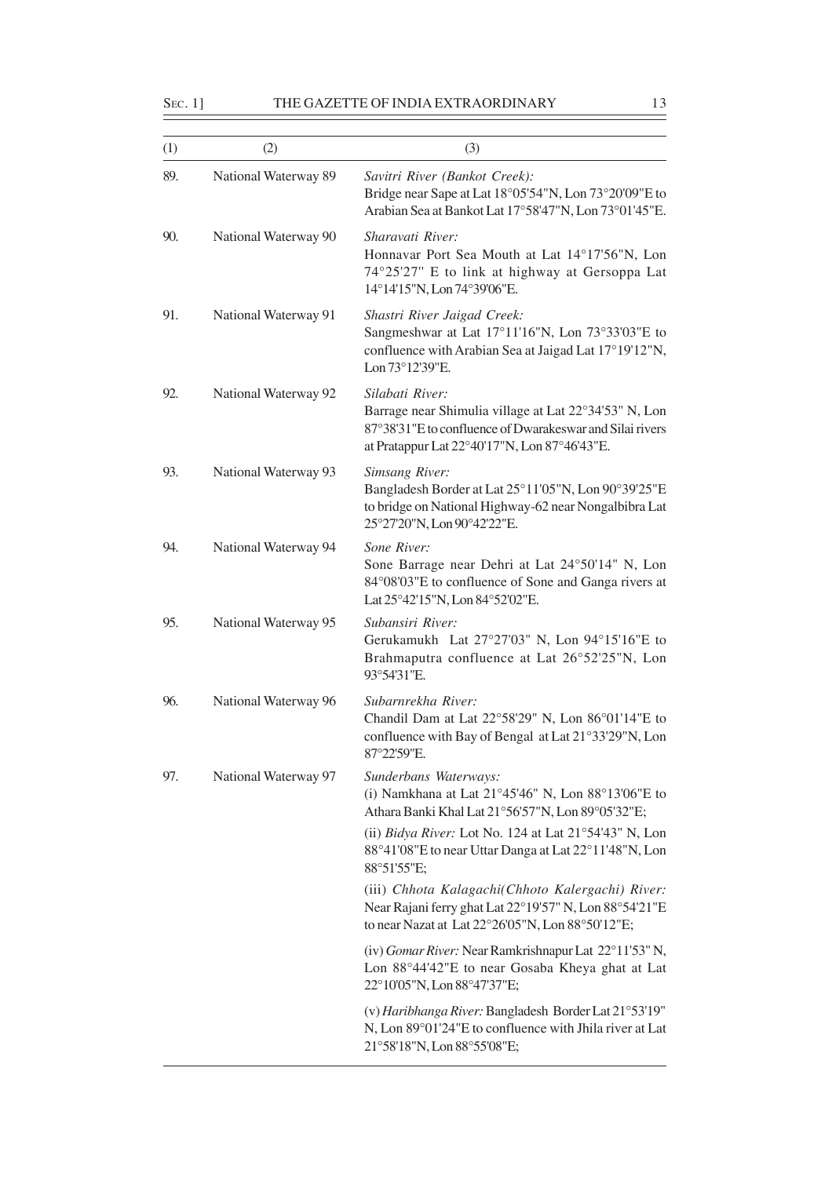| (1) | (2) | (3) |
|---|---|---|
| 89. | National Waterway 89 | *Savitri River (Bankot Creek):*<br>Bridge near Sape at Lat 18°05'54"N, Lon 73°20'09"E to Arabian Sea at Bankot Lat 17°58'47"N, Lon 73°01'45"E. |
| 90. | National Waterway 90 | *Sharavati River:*<br>Honnavar Port Sea Mouth at Lat 14°17'56"N, Lon 74°25'27" E to link at highway at Gersoppa Lat 14°14'15"N, Lon 74°39'06"E. |
| 91. | National Waterway 91 | *Shastri River Jaigad Creek:*<br>Sangmeshwar at Lat 17°11'16"N, Lon 73°33'03"E to confluence with Arabian Sea at Jaigad Lat 17°19'12"N, Lon 73°12'39"E. |
| 92. | National Waterway 92 | *Silabati River:*<br>Barrage near Shimulia village at Lat 22°34'53" N, Lon 87°38'31"E to confluence of Dwarakeswar and Silai rivers at Pratappur Lat 22°40'17"N, Lon 87°46'43"E. |
| 93. | National Waterway 93 | *Simsang River:*<br>Bangladesh Border at Lat 25°11'05"N, Lon 90°39'25"E to bridge on National Highway-62 near Nongalbibra Lat 25°27'20"N, Lon 90°42'22"E. |
| 94. | National Waterway 94 | *Sone River:*<br>Sone Barrage near Dehri at Lat 24°50'14" N, Lon 84°08'03"E to confluence of Sone and Ganga rivers at Lat 25°42'15"N, Lon 84°52'02"E. |
| 95. | National Waterway 95 | *Subansiri River:*<br>Gerukamukh Lat 27°27'03" N, Lon 94°15'16"E to Brahmaputra confluence at Lat 26°52'25"N, Lon 93°54'31"E. |
| 96. | National Waterway 96 | *Subarnrekha River:*<br>Chandil Dam at Lat 22°58'29" N, Lon 86°01'14"E to confluence with Bay of Bengal at Lat 21°33'29"N, Lon 87°22'59"E. |
| 97. | National Waterway 97 | *Sunderbans Waterways:*<br>(i) Namkhana at Lat 21°45'46" N, Lon 88°13'06"E to Athara Banki Khal Lat 21°56'57"N, Lon 89°05'32"E;<br>(ii) *Bidya River:* Lot No. 124 at Lat 21°54'43" N, Lon 88°41'08"E to near Uttar Danga at Lat 22°11'48"N, Lon 88°51'55"E;<br>(iii) *Chhota Kalagachi(Chhoto Kalergachi) River:* Near Rajani ferry ghat Lat 22°19'57" N, Lon 88°54'21"E to near Nazat at Lat 22°26'05"N, Lon 88°50'12"E;<br>(iv) *Gomar River:* Near Ramkrishnapur Lat 22°11'53" N, Lon 88°44'42"E to near Gosaba Kheya ghat at Lat 22°10'05"N, Lon 88°47'37"E;<br>(v) *Haribhanga River:* Bangladesh Border Lat 21°53'19" N, Lon 89°01'24"E to confluence with Jhila river at Lat 21°58'18"N, Lon 88°55'08"E; |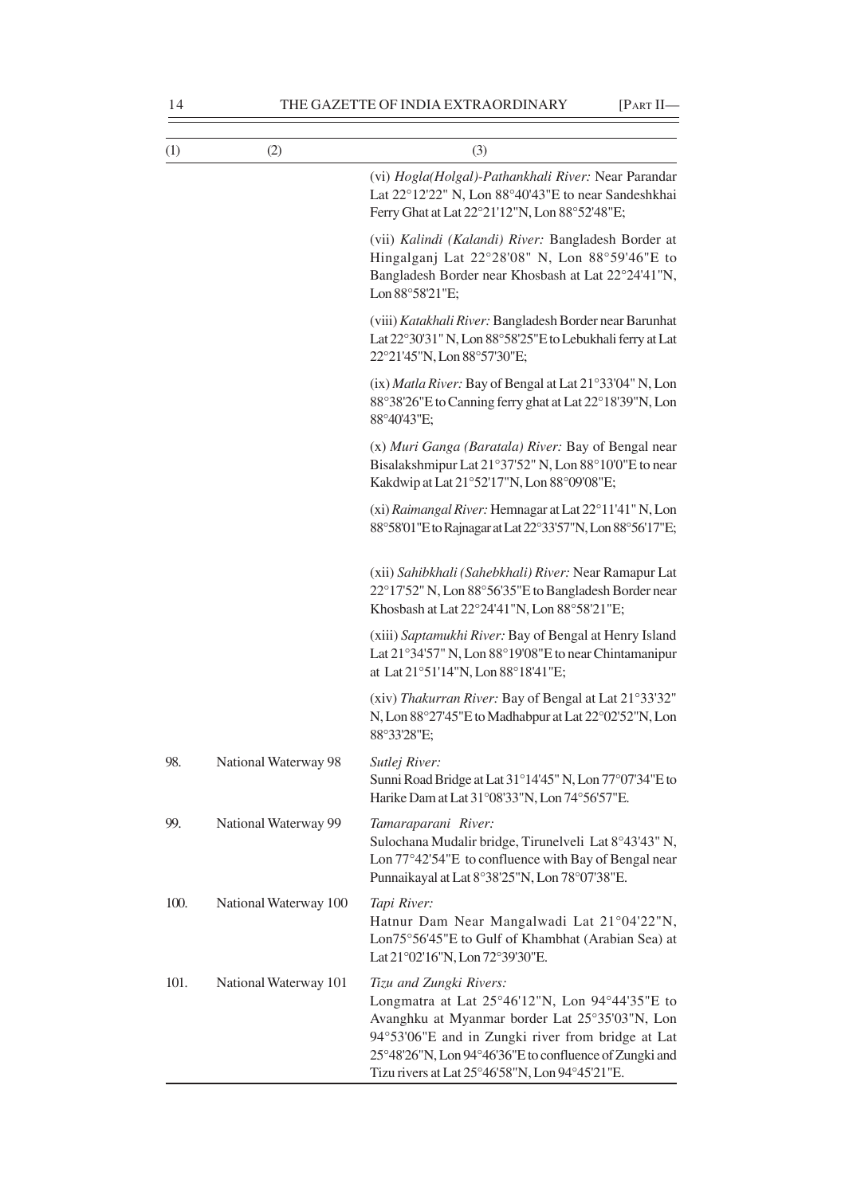| (1) | (2) | (3) |
|---|---|---|
| | | (vi) *Hogla(Holgal)-Pathankhali River:* Near Parandar Lat 22°12'22" N, Lon 88°40'43"E to near Sandeshkhai Ferry Ghat at Lat 22°21'12"N, Lon 88°52'48"E; |
| | | (vii) *Kalindi (Kalandi) River:* Bangladesh Border at Hingalganj Lat 22°28'08" N, Lon 88°59'46"E to Bangladesh Border near Khosbash at Lat 22°24'41"N, Lon 88°58'21"E; |
| | | (viii) *Katakhali River:* Bangladesh Border near Barunhat Lat 22°30'31" N, Lon 88°58'25"E to Lebukhali ferry at Lat 22°21'45"N, Lon 88°57'30"E; |
| | | (ix) *Matla River:* Bay of Bengal at Lat 21°33'04" N, Lon 88°38'26"E to Canning ferry ghat at Lat 22°18'39"N, Lon 88°40'43"E; |
| | | (x) *Muri Ganga (Baratala) River:* Bay of Bengal near Bisalakshmipur Lat 21°37'52" N, Lon 88°10'0"E to near Kakdwip at Lat 21°52'17"N, Lon 88°09'08"E; |
| | | (xi) *Raimangal River:* Hemnagar at Lat 22°11'41" N, Lon 88°58'01"E to Rajnagar at Lat 22°33'57"N, Lon 88°56'17"E; |
| | | (xii) *Sahibkhali (Sahebkhali) River:* Near Ramapur Lat 22°17'52" N, Lon 88°56'35"E to Bangladesh Border near Khosbash at Lat 22°24'41"N, Lon 88°58'21"E; |
| | | (xiii) *Saptamukhi River:* Bay of Bengal at Henry Island Lat 21°34'57" N, Lon 88°19'08"E to near Chintamanipur at Lat 21°51'14"N, Lon 88°18'41"E; |
| | | (xiv) *Thakurran River:* Bay of Bengal at Lat 21°33'32" N, Lon 88°27'45"E to Madhabpur at Lat 22°02'52"N, Lon 88°33'28"E; |
| 98. | National Waterway 98 | *Sutlej River:* Sunni Road Bridge at Lat 31°14'45" N, Lon 77°07'34"E to Harike Dam at Lat 31°08'33"N, Lon 74°56'57"E. |
| 99. | National Waterway 99 | *Tamaraparani River:* Sulochana Mudalir bridge, Tirunelveli Lat 8°43'43" N, Lon 77°42'54"E to confluence with Bay of Bengal near Punnaikayal at Lat 8°38'25"N, Lon 78°07'38"E. |
| 100. | National Waterway 100 | *Tapi River:* Hatnur Dam Near Mangalwadi Lat 21°04'22"N, Lon75°56'45"E to Gulf of Khambhat (Arabian Sea) at Lat 21°02'16"N, Lon 72°39'30"E. |
| 101. | National Waterway 101 | *Tizu and Zungki Rivers:* Longmatra at Lat 25°46'12"N, Lon 94°44'35"E to Avanghku at Myanmar border Lat 25°35'03"N, Lon 94°53'06"E and in Zungki river from bridge at Lat 25°48'26"N, Lon 94°46'36"E to confluence of Zungki and Tizu rivers at Lat 25°46'58"N, Lon 94°45'21"E. |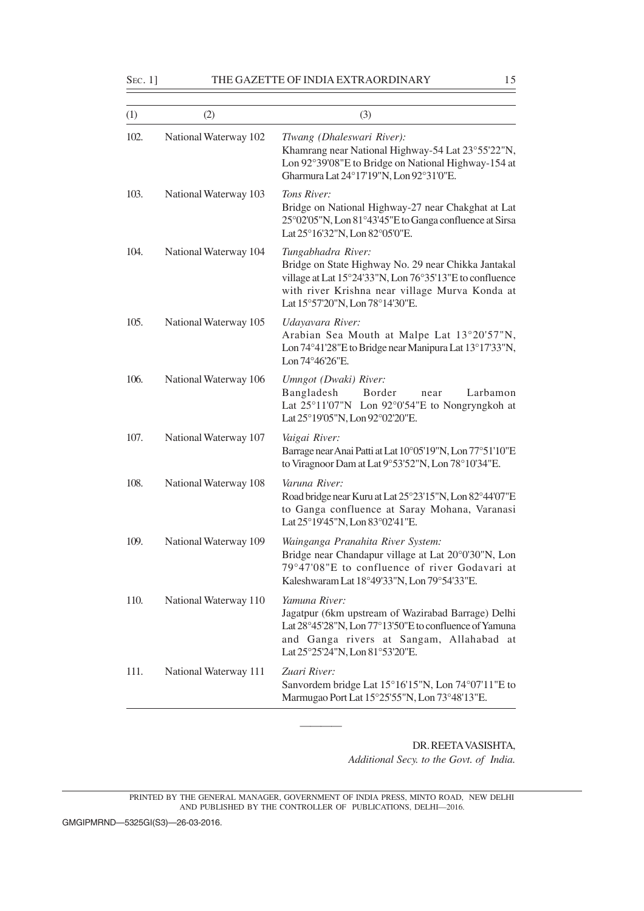| (1) | (2) | (3) |
|---|---|---|
| 102. | National Waterway 102 | *Tlwang (Dhaleswari River):* Khamrang near National Highway-54 Lat 23°55'22"N, Lon 92°39'08"E to Bridge on National Highway-154 at Gharmura Lat 24°17'19"N, Lon 92°31'0"E. |
| 103. | National Waterway 103 | *Tons River:* Bridge on National Highway-27 near Chakghat at Lat 25°02'05"N, Lon 81°43'45"E to Ganga confluence at Sirsa Lat 25°16'32"N, Lon 82°05'0"E. |
| 104. | National Waterway 104 | *Tungabhadra River:* Bridge on State Highway No. 29 near Chikka Jantakal village at Lat 15°24'33"N, Lon 76°35'13"E to confluence with river Krishna near village Murva Konda at Lat 15°57'20"N, Lon 78°14'30"E. |
| 105. | National Waterway 105 | *Udayavara River:* Arabian Sea Mouth at Malpe Lat 13°20'57"N, Lon 74°41'28"E to Bridge near Manipura Lat 13°17'33"N, Lon 74°46'26"E. |
| 106. | National Waterway 106 | *Umngot (Dwaki) River:* Bangladesh Border near Larbamon Lat 25°11'07"N Lon 92°0'54"E to Nongryngkoh at Lat 25°19'05"N, Lon 92°02'20"E. |
| 107. | National Waterway 107 | *Vaigai River:* Barrage near Anai Patti at Lat 10°05'19"N, Lon 77°51'10"E to Viragnoor Dam at Lat 9°53'52"N, Lon 78°10'34"E. |
| 108. | National Waterway 108 | *Varuna River:* Road bridge near Kuru at Lat 25°23'15"N, Lon 82°44'07"E to Ganga confluence at Saray Mohana, Varanasi Lat 25°19'45"N, Lon 83°02'41"E. |
| 109. | National Waterway 109 | *Wainganga Pranahita River System:* Bridge near Chandapur village at Lat 20°0'30"N, Lon 79°47'08"E to confluence of river Godavari at Kaleshwaram Lat 18°49'33"N, Lon 79°54'33"E. |
| 110. | National Waterway 110 | *Yamuna River:* Jagatpur (6km upstream of Wazirabad Barrage) Delhi Lat 28°45'28"N, Lon 77°13'50"E to confluence of Yamuna and Ganga rivers at Sangam, Allahabad at Lat 25°25'24"N, Lon 81°53'20"E. |
| 111. | National Waterway 111 | *Zuari River:* Sanvordem bridge Lat 15°16'15"N, Lon 74°07'11"E to Marmugao Port Lat 15°25'55"N, Lon 73°48'13"E. |

DR. REETA VASISHTA,
*Additional Secy. to the Govt. of India.*

PRINTED BY THE GENERAL MANAGER, GOVERNMENT OF INDIA PRESS, MINTO ROAD, NEW DELHI AND PUBLISHED BY THE CONTROLLER OF PUBLICATIONS, DELHI—2016.

GMGIPMRND—5325GI(S3)—26-03-2016.